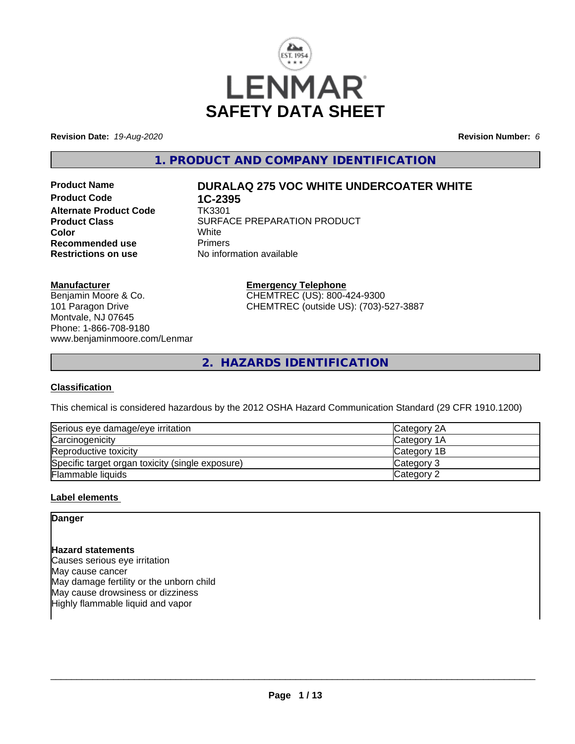# LENMAR SAFETY DATA SHEET

**Revision Date:** *19-Aug-2020* **Revision Number:** *6*

## 1. PRODUCT AND COMPANY IDENTIFICATION

| | |
|---|---|
| **Product Name** | **DURALAQ 275 VOC WHITE UNDERCOATER WHITE** |
| **Product Code** | **1C-2395** |
| **Alternate Product Code** | TK3301 |
| **Product Class** | SURFACE PREPARATION PRODUCT |
| **Color** | White |
| **Recommended use** | Primers |
| **Restrictions on use** | No information available |

**Manufacturer**
Benjamin Moore & Co.
101 Paragon Drive
Montvale, NJ 07645
Phone: 1-866-708-9180
www.benjaminmoore.com/Lenmar

**Emergency Telephone**
CHEMTREC (US): 800-424-9300
CHEMTREC (outside US): (703)-527-3887

## 2. HAZARDS IDENTIFICATION

### Classification

This chemical is considered hazardous by the 2012 OSHA Hazard Communication Standard (29 CFR 1910.1200)

| | |
|---|---|
| Serious eye damage/eye irritation | Category 2A |
| Carcinogenicity | Category 1A |
| Reproductive toxicity | Category 1B |
| Specific target organ toxicity (single exposure) | Category 3 |
| Flammable liquids | Category 2 |

### Label elements

**Danger**

**Hazard statements**
Causes serious eye irritation
May cause cancer
May damage fertility or the unborn child
May cause drowsiness or dizziness
Highly flammable liquid and vapor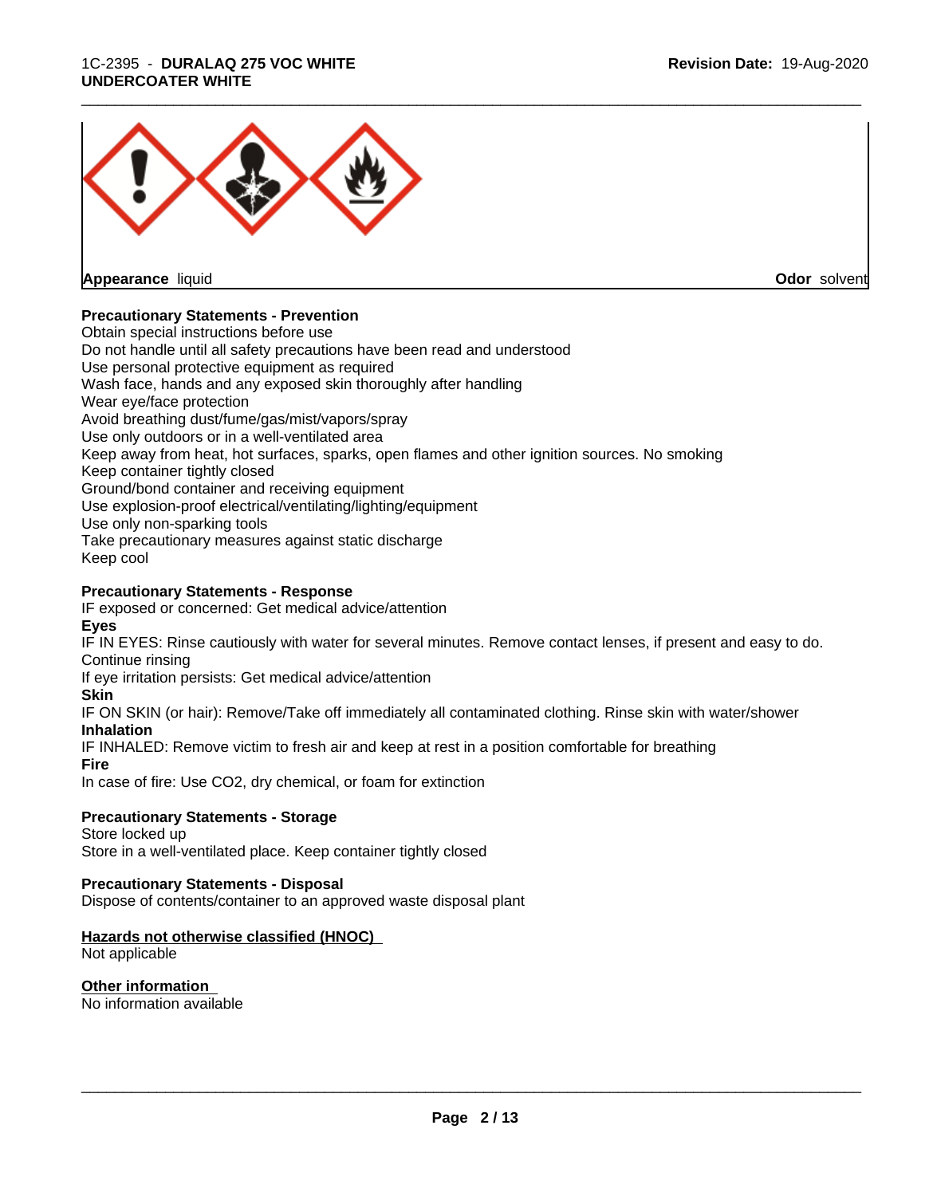**Appearance** liquid **Odor** solvent

**Precautionary Statements - Prevention**

Obtain special instructions before use
Do not handle until all safety precautions have been read and understood
Use personal protective equipment as required
Wash face, hands and any exposed skin thoroughly after handling
Wear eye/face protection
Avoid breathing dust/fume/gas/mist/vapors/spray
Use only outdoors or in a well-ventilated area
Keep away from heat, hot surfaces, sparks, open flames and other ignition sources. No smoking
Keep container tightly closed
Ground/bond container and receiving equipment
Use explosion-proof electrical/ventilating/lighting/equipment
Use only non-sparking tools
Take precautionary measures against static discharge
Keep cool

**Precautionary Statements - Response**

IF exposed or concerned: Get medical advice/attention

**Eyes**

IF IN EYES: Rinse cautiously with water for several minutes. Remove contact lenses, if present and easy to do. Continue rinsing
If eye irritation persists: Get medical advice/attention

**Skin**

IF ON SKIN (or hair): Remove/Take off immediately all contaminated clothing. Rinse skin with water/shower

**Inhalation**

IF INHALED: Remove victim to fresh air and keep at rest in a position comfortable for breathing

**Fire**

In case of fire: Use CO2, dry chemical, or foam for extinction

**Precautionary Statements - Storage**

Store locked up
Store in a well-ventilated place. Keep container tightly closed

**Precautionary Statements - Disposal**

Dispose of contents/container to an approved waste disposal plant

**Hazards not otherwise classified (HNOC)**

Not applicable

**Other information**

No information available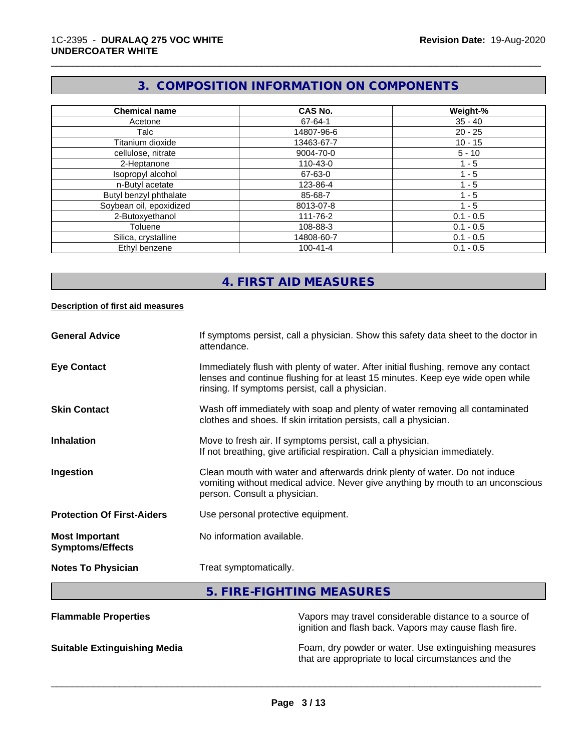## 3. COMPOSITION INFORMATION ON COMPONENTS

| Chemical name | CAS No. | Weight-% |
|---|---|---|
| Acetone | 67-64-1 | 35 - 40 |
| Talc | 14807-96-6 | 20 - 25 |
| Titanium dioxide | 13463-67-7 | 10 - 15 |
| cellulose, nitrate | 9004-70-0 | 5 - 10 |
| 2-Heptanone | 110-43-0 | 1 - 5 |
| Isopropyl alcohol | 67-63-0 | 1 - 5 |
| n-Butyl acetate | 123-86-4 | 1 - 5 |
| Butyl benzyl phthalate | 85-68-7 | 1 - 5 |
| Soybean oil, epoxidized | 8013-07-8 | 1 - 5 |
| 2-Butoxyethanol | 111-76-2 | 0.1 - 0.5 |
| Toluene | 108-88-3 | 0.1 - 0.5 |
| Silica, crystalline | 14808-60-7 | 0.1 - 0.5 |
| Ethyl benzene | 100-41-4 | 0.1 - 0.5 |

## 4. FIRST AID MEASURES

**Description of first aid measures**

**General Advice**
If symptoms persist, call a physician. Show this safety data sheet to the doctor in attendance.

**Eye Contact**
Immediately flush with plenty of water. After initial flushing, remove any contact lenses and continue flushing for at least 15 minutes. Keep eye wide open while rinsing. If symptoms persist, call a physician.

**Skin Contact**
Wash off immediately with soap and plenty of water removing all contaminated clothes and shoes. If skin irritation persists, call a physician.

**Inhalation**
Move to fresh air. If symptoms persist, call a physician.
If not breathing, give artificial respiration. Call a physician immediately.

**Ingestion**
Clean mouth with water and afterwards drink plenty of water. Do not induce vomiting without medical advice. Never give anything by mouth to an unconscious person. Consult a physician.

**Protection Of First-Aiders**
Use personal protective equipment.

**Most Important Symptoms/Effects**
No information available.

**Notes To Physician**
Treat symptomatically.

## 5. FIRE-FIGHTING MEASURES

**Flammable Properties**
Vapors may travel considerable distance to a source of ignition and flash back. Vapors may cause flash fire.

**Suitable Extinguishing Media**
Foam, dry powder or water. Use extinguishing measures that are appropriate to local circumstances and the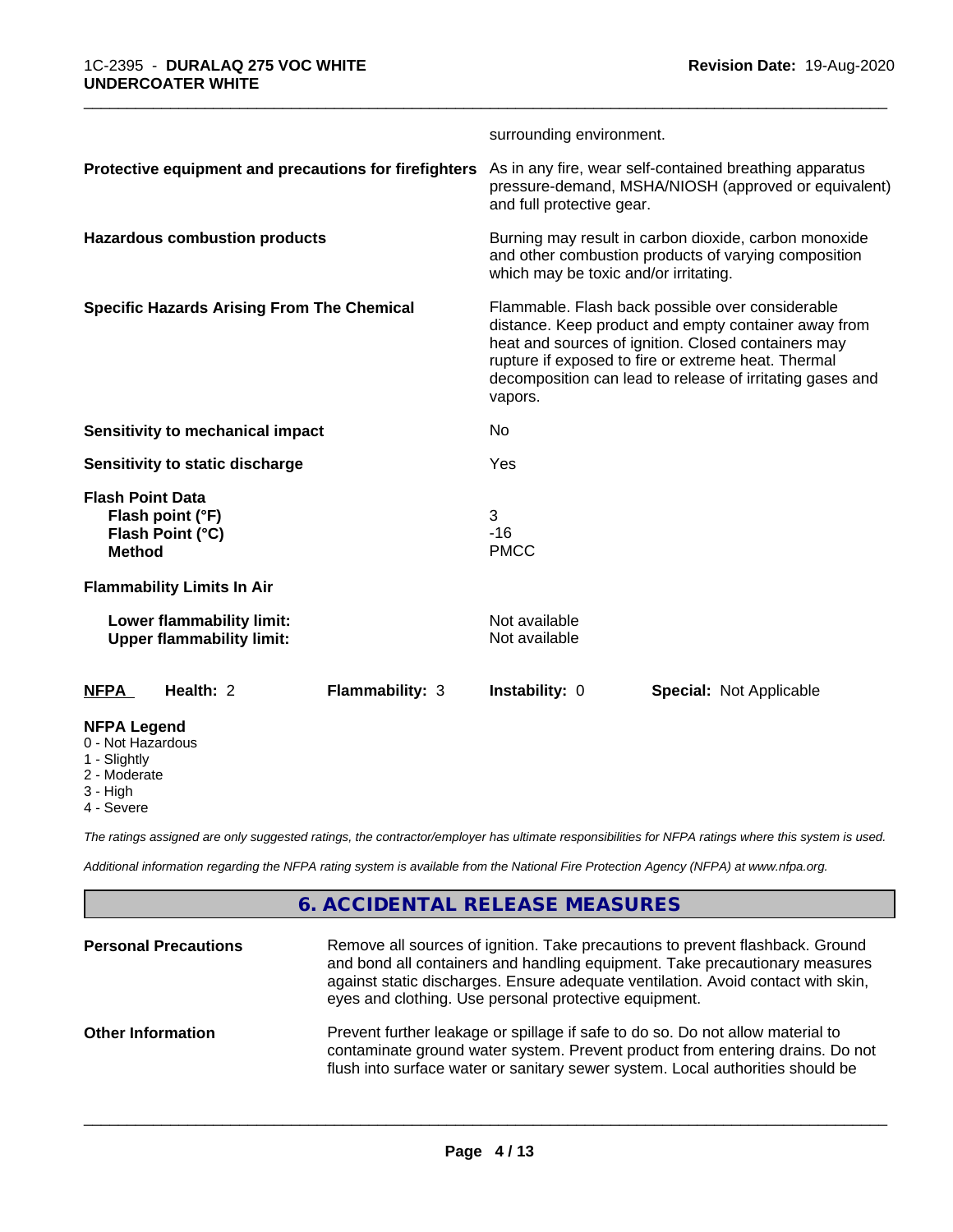surrounding environment.

| | |
|---|---|
| **Protective equipment and precautions for firefighters** | As in any fire, wear self-contained breathing apparatus pressure-demand, MSHA/NIOSH (approved or equivalent) and full protective gear. |
| **Hazardous combustion products** | Burning may result in carbon dioxide, carbon monoxide and other combustion products of varying composition which may be toxic and/or irritating. |
| **Specific Hazards Arising From The Chemical** | Flammable. Flash back possible over considerable distance. Keep product and empty container away from heat and sources of ignition. Closed containers may rupture if exposed to fire or extreme heat. Thermal decomposition can lead to release of irritating gases and vapors. |
| **Sensitivity to mechanical impact** | No |
| **Sensitivity to static discharge** | Yes |

**Flash Point Data**

| | |
|---|---|
| **Flash point (°F)** | 3 |
| **Flash Point (°C)** | -16 |
| **Method** | PMCC |

**Flammability Limits In Air**

| | |
|---|---|
| **Lower flammability limit:** | Not available |
| **Upper flammability limit:** | Not available |

| NFPA | Health: 2 | Flammability: 3 | Instability: 0 | Special: Not Applicable |
|---|---|---|---|---|

**NFPA Legend**
- 0 - Not Hazardous
- 1 - Slightly
- 2 - Moderate
- 3 - High
- 4 - Severe

*The ratings assigned are only suggested ratings, the contractor/employer has ultimate responsibilities for NFPA ratings where this system is used.*

*Additional information regarding the NFPA rating system is available from the National Fire Protection Agency (NFPA) at www.nfpa.org.*

## 6. ACCIDENTAL RELEASE MEASURES

| | |
|---|---|
| **Personal Precautions** | Remove all sources of ignition. Take precautions to prevent flashback. Ground and bond all containers and handling equipment. Take precautionary measures against static discharges. Ensure adequate ventilation. Avoid contact with skin, eyes and clothing. Use personal protective equipment. |
| **Other Information** | Prevent further leakage or spillage if safe to do so. Do not allow material to contaminate ground water system. Prevent product from entering drains. Do not flush into surface water or sanitary sewer system. Local authorities should be |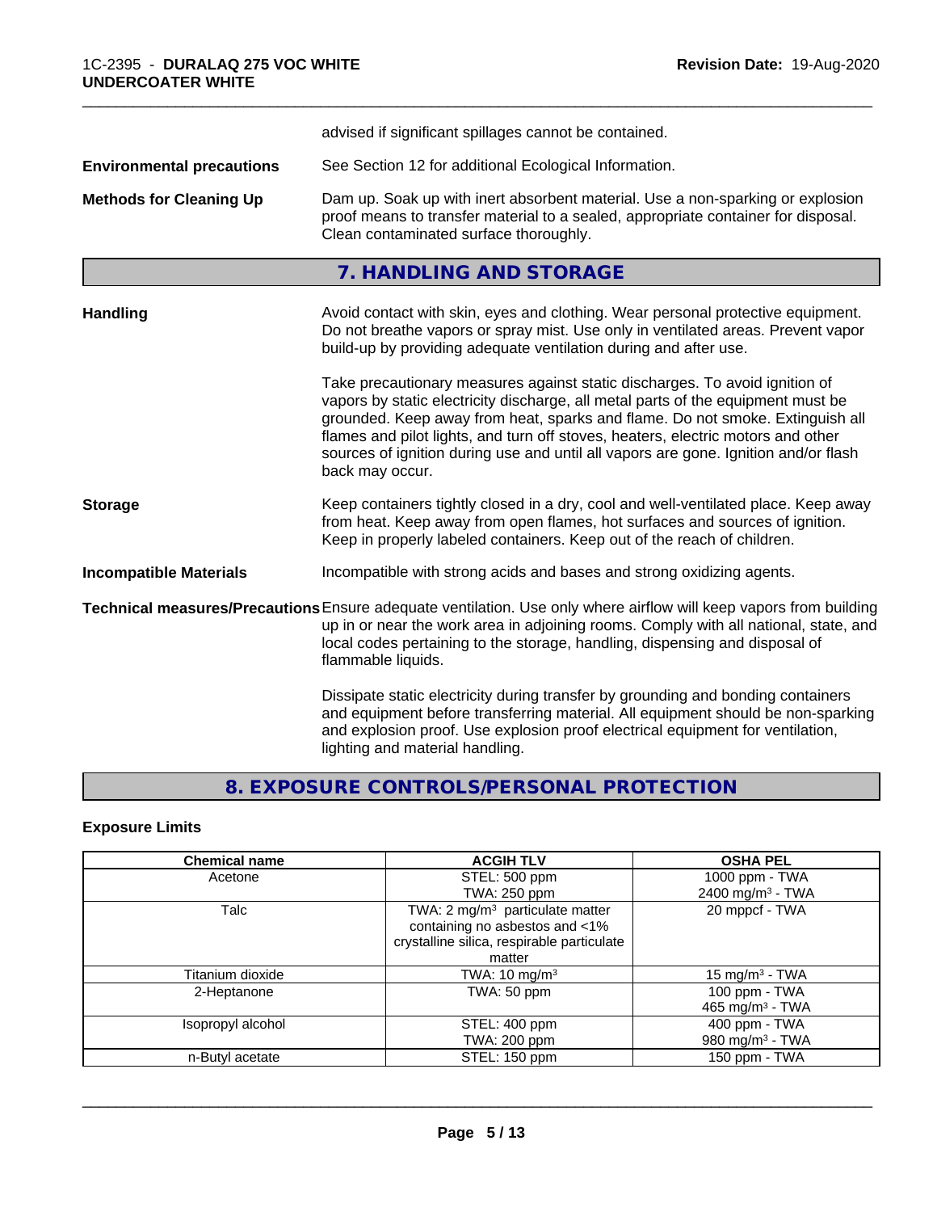advised if significant spillages cannot be contained.

**Environmental precautions** See Section 12 for additional Ecological Information.

**Methods for Cleaning Up** Dam up. Soak up with inert absorbent material. Use a non-sparking or explosion proof means to transfer material to a sealed, appropriate container for disposal. Clean contaminated surface thoroughly.

## 7. HANDLING AND STORAGE

**Handling** Avoid contact with skin, eyes and clothing. Wear personal protective equipment. Do not breathe vapors or spray mist. Use only in ventilated areas. Prevent vapor build-up by providing adequate ventilation during and after use.

Take precautionary measures against static discharges. To avoid ignition of vapors by static electricity discharge, all metal parts of the equipment must be grounded. Keep away from heat, sparks and flame. Do not smoke. Extinguish all flames and pilot lights, and turn off stoves, heaters, electric motors and other sources of ignition during use and until all vapors are gone. Ignition and/or flash back may occur.

**Storage** Keep containers tightly closed in a dry, cool and well-ventilated place. Keep away from heat. Keep away from open flames, hot surfaces and sources of ignition. Keep in properly labeled containers. Keep out of the reach of children.

**Incompatible Materials** Incompatible with strong acids and bases and strong oxidizing agents.

**Technical measures/Precautions** Ensure adequate ventilation. Use only where airflow will keep vapors from building up in or near the work area in adjoining rooms. Comply with all national, state, and local codes pertaining to the storage, handling, dispensing and disposal of flammable liquids.

Dissipate static electricity during transfer by grounding and bonding containers and equipment before transferring material. All equipment should be non-sparking and explosion proof. Use explosion proof electrical equipment for ventilation, lighting and material handling.

## 8. EXPOSURE CONTROLS/PERSONAL PROTECTION

### Exposure Limits

| Chemical name | ACGIH TLV | OSHA PEL |
|---|---|---|
| Acetone | STEL: 500 ppm<br>TWA: 250 ppm | 1000 ppm - TWA<br>2400 mg/m$^3$ - TWA |
| Talc | TWA: 2 mg/m$^3$ particulate matter containing no asbestos and <1% crystalline silica, respirable particulate matter | 20 mppcf - TWA |
| Titanium dioxide | TWA: 10 mg/m$^3$ | 15 mg/m$^3$ - TWA |
| 2-Heptanone | TWA: 50 ppm | 100 ppm - TWA<br>465 mg/m$^3$ - TWA |
| Isopropyl alcohol | STEL: 400 ppm<br>TWA: 200 ppm | 400 ppm - TWA<br>980 mg/m$^3$ - TWA |
| n-Butyl acetate | STEL: 150 ppm | 150 ppm - TWA |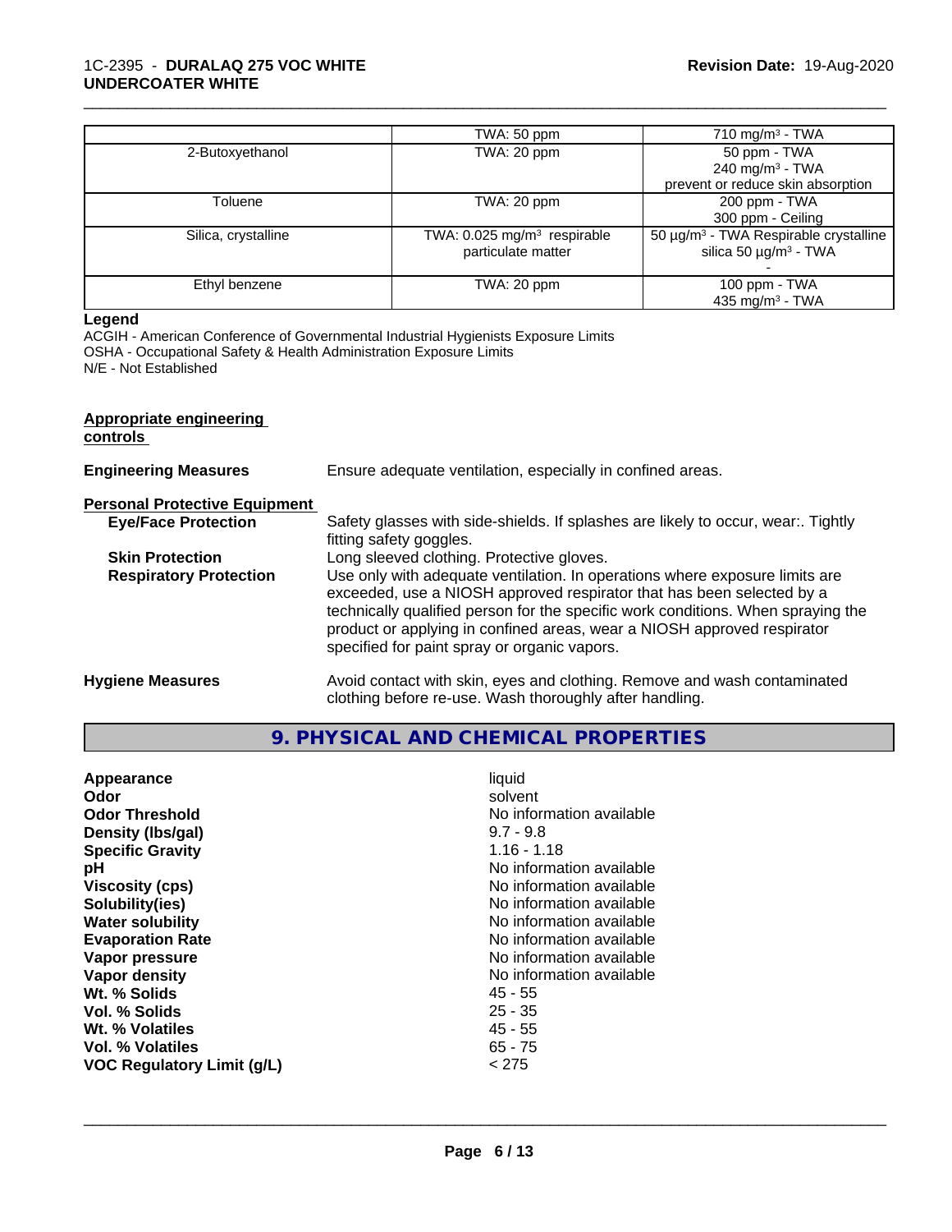| | TWA: 50 ppm | 710 mg/m³ - TWA |
|---|---|---|
| 2-Butoxyethanol | TWA: 20 ppm | 50 ppm - TWA<br>240 mg/m³ - TWA<br>prevent or reduce skin absorption |
| Toluene | TWA: 20 ppm | 200 ppm - TWA<br>300 ppm - Ceiling |
| Silica, crystalline | TWA: 0.025 mg/m³ respirable particulate matter | 50 µg/m³ - TWA Respirable crystalline silica 50 µg/m³ - TWA<br>- |
| Ethyl benzene | TWA: 20 ppm | 100 ppm - TWA<br>435 mg/m³ - TWA |

**Legend**

ACGIH - American Conference of Governmental Industrial Hygienists Exposure Limits
OSHA - Occupational Safety & Health Administration Exposure Limits
N/E - Not Established

**Appropriate engineering controls**

**Engineering Measures** Ensure adequate ventilation, especially in confined areas.

**Personal Protective Equipment**

**Eye/Face Protection** Safety glasses with side-shields. If splashes are likely to occur, wear:. Tightly fitting safety goggles.

**Skin Protection** Long sleeved clothing. Protective gloves.

**Respiratory Protection** Use only with adequate ventilation. In operations where exposure limits are exceeded, use a NIOSH approved respirator that has been selected by a technically qualified person for the specific work conditions. When spraying the product or applying in confined areas, wear a NIOSH approved respirator specified for paint spray or organic vapors.

**Hygiene Measures** Avoid contact with skin, eyes and clothing. Remove and wash contaminated clothing before re-use. Wash thoroughly after handling.

## 9. PHYSICAL AND CHEMICAL PROPERTIES

| | |
|---|---|
| **Appearance** | liquid |
| **Odor** | solvent |
| **Odor Threshold** | No information available |
| **Density (lbs/gal)** | 9.7 - 9.8 |
| **Specific Gravity** | 1.16 - 1.18 |
| **pH** | No information available |
| **Viscosity (cps)** | No information available |
| **Solubility(ies)** | No information available |
| **Water solubility** | No information available |
| **Evaporation Rate** | No information available |
| **Vapor pressure** | No information available |
| **Vapor density** | No information available |
| **Wt. % Solids** | 45 - 55 |
| **Vol. % Solids** | 25 - 35 |
| **Wt. % Volatiles** | 45 - 55 |
| **Vol. % Volatiles** | 65 - 75 |
| **VOC Regulatory Limit (g/L)** | < 275 |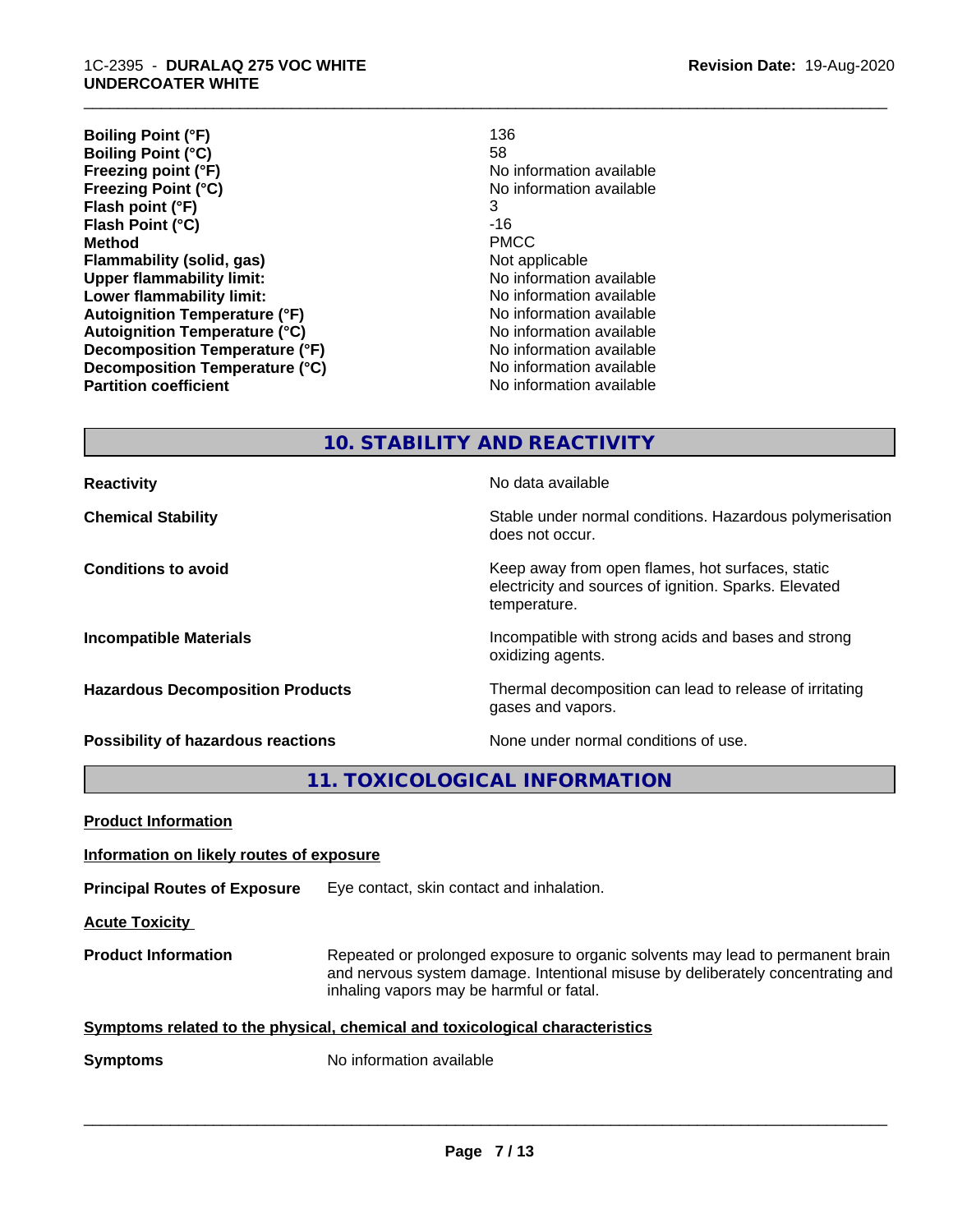| | |
|---|---|
| **Boiling Point (°F)** | 136 |
| **Boiling Point (°C)** | 58 |
| **Freezing point (°F)** | No information available |
| **Freezing Point (°C)** | No information available |
| **Flash point (°F)** | 3 |
| **Flash Point (°C)** | -16 |
| **Method** | PMCC |
| **Flammability (solid, gas)** | Not applicable |
| **Upper flammability limit:** | No information available |
| **Lower flammability limit:** | No information available |
| **Autoignition Temperature (°F)** | No information available |
| **Autoignition Temperature (°C)** | No information available |
| **Decomposition Temperature (°F)** | No information available |
| **Decomposition Temperature (°C)** | No information available |
| **Partition coefficient** | No information available |

## 10. STABILITY AND REACTIVITY

| | |
|---|---|
| **Reactivity** | No data available |
| **Chemical Stability** | Stable under normal conditions. Hazardous polymerisation does not occur. |
| **Conditions to avoid** | Keep away from open flames, hot surfaces, static electricity and sources of ignition. Sparks. Elevated temperature. |
| **Incompatible Materials** | Incompatible with strong acids and bases and strong oxidizing agents. |
| **Hazardous Decomposition Products** | Thermal decomposition can lead to release of irritating gases and vapors. |
| **Possibility of hazardous reactions** | None under normal conditions of use. |

## 11. TOXICOLOGICAL INFORMATION

**Product Information**

**Information on likely routes of exposure**

**Principal Routes of Exposure** Eye contact, skin contact and inhalation.

**Acute Toxicity**

**Product Information** Repeated or prolonged exposure to organic solvents may lead to permanent brain and nervous system damage. Intentional misuse by deliberately concentrating and inhaling vapors may be harmful or fatal.

**Symptoms related to the physical, chemical and toxicological characteristics**

**Symptoms** No information available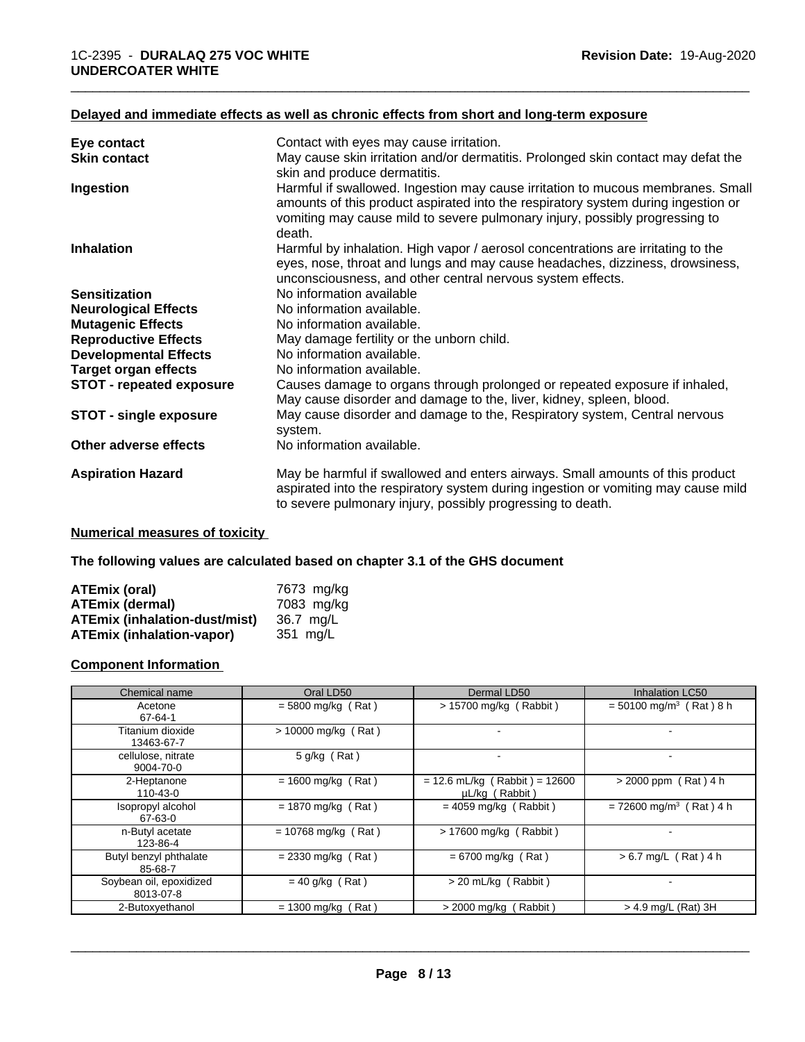### Delayed and immediate effects as well as chronic effects from short and long-term exposure

| | |
|---|---|
| **Eye contact** | Contact with eyes may cause irritation. |
| **Skin contact** | May cause skin irritation and/or dermatitis. Prolonged skin contact may defat the skin and produce dermatitis. |
| **Ingestion** | Harmful if swallowed. Ingestion may cause irritation to mucous membranes. Small amounts of this product aspirated into the respiratory system during ingestion or vomiting may cause mild to severe pulmonary injury, possibly progressing to death. |
| **Inhalation** | Harmful by inhalation. High vapor / aerosol concentrations are irritating to the eyes, nose, throat and lungs and may cause headaches, dizziness, drowsiness, unconsciousness, and other central nervous system effects. |
| **Sensitization** | No information available |
| **Neurological Effects** | No information available. |
| **Mutagenic Effects** | No information available. |
| **Reproductive Effects** | May damage fertility or the unborn child. |
| **Developmental Effects** | No information available. |
| **Target organ effects** | No information available. |
| **STOT - repeated exposure** | Causes damage to organs through prolonged or repeated exposure if inhaled, May cause disorder and damage to the, liver, kidney, spleen, blood. |
| **STOT - single exposure** | May cause disorder and damage to the, Respiratory system, Central nervous system. |
| **Other adverse effects** | No information available. |
| **Aspiration Hazard** | May be harmful if swallowed and enters airways. Small amounts of this product aspirated into the respiratory system during ingestion or vomiting may cause mild to severe pulmonary injury, possibly progressing to death. |

### Numerical measures of toxicity

**The following values are calculated based on chapter 3.1 of the GHS document**

| | |
|---|---|
| **ATEmix (oral)** | 7673 mg/kg |
| **ATEmix (dermal)** | 7083 mg/kg |
| **ATEmix (inhalation-dust/mist)** | 36.7 mg/L |
| **ATEmix (inhalation-vapor)** | 351 mg/L |

### Component Information

| Chemical name | Oral LD50 | Dermal LD50 | Inhalation LC50 |
|---|---|---|---|
| Acetone<br>67-64-1 | = 5800 mg/kg ( Rat ) | > 15700 mg/kg ( Rabbit ) | = 50100 mg/m$^3$ ( Rat ) 8 h |
| Titanium dioxide<br>13463-67-7 | > 10000 mg/kg ( Rat ) | - | - |
| cellulose, nitrate<br>9004-70-0 | 5 g/kg ( Rat ) | - | - |
| 2-Heptanone<br>110-43-0 | = 1600 mg/kg ( Rat ) | = 12.6 mL/kg ( Rabbit ) = 12600 µL/kg ( Rabbit ) | > 2000 ppm ( Rat ) 4 h |
| Isopropyl alcohol<br>67-63-0 | = 1870 mg/kg ( Rat ) | = 4059 mg/kg ( Rabbit ) | = 72600 mg/m$^3$ ( Rat ) 4 h |
| n-Butyl acetate<br>123-86-4 | = 10768 mg/kg ( Rat ) | > 17600 mg/kg ( Rabbit ) | - |
| Butyl benzyl phthalate<br>85-68-7 | = 2330 mg/kg ( Rat ) | = 6700 mg/kg ( Rat ) | > 6.7 mg/L ( Rat ) 4 h |
| Soybean oil, epoxidized<br>8013-07-8 | = 40 g/kg ( Rat ) | > 20 mL/kg ( Rabbit ) | - |
| 2-Butoxyethanol | = 1300 mg/kg ( Rat ) | > 2000 mg/kg ( Rabbit ) | > 4.9 mg/L (Rat) 3H |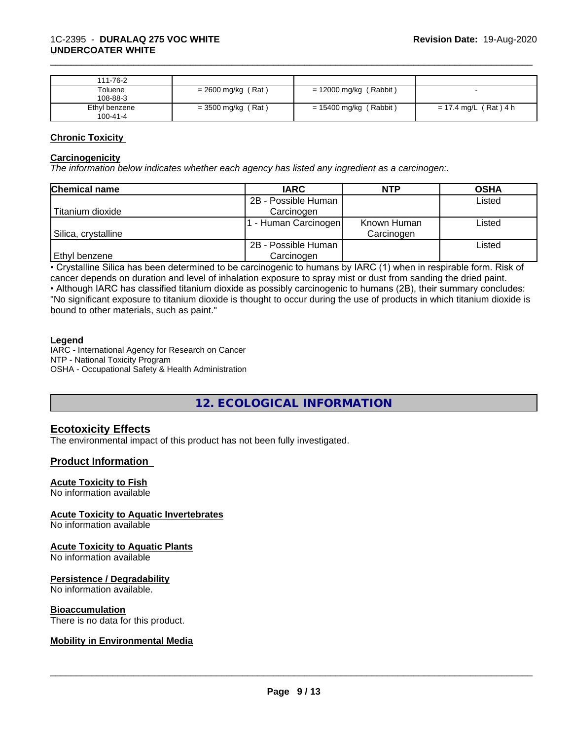| 111-76-2 | | | |
|---|---|---|---|
| Toluene<br>108-88-3 | = 2600 mg/kg ( Rat ) | = 12000 mg/kg ( Rabbit ) | - |
| Ethyl benzene<br>100-41-4 | = 3500 mg/kg ( Rat ) | = 15400 mg/kg ( Rabbit ) | = 17.4 mg/L ( Rat ) 4 h |

**Chronic Toxicity**

**Carcinogenicity**

*The information below indicates whether each agency has listed any ingredient as a carcinogen:.*

| Chemical name | IARC | NTP | OSHA |
|---|---|---|---|
| Titanium dioxide | 2B - Possible Human Carcinogen | | Listed |
| Silica, crystalline | 1 - Human Carcinogen | Known Human Carcinogen | Listed |
| Ethyl benzene | 2B - Possible Human Carcinogen | | Listed |

• Crystalline Silica has been determined to be carcinogenic to humans by IARC (1) when in respirable form. Risk of cancer depends on duration and level of inhalation exposure to spray mist or dust from sanding the dried paint.
• Although IARC has classified titanium dioxide as possibly carcinogenic to humans (2B), their summary concludes: "No significant exposure to titanium dioxide is thought to occur during the use of products in which titanium dioxide is bound to other materials, such as paint."

**Legend**
IARC - International Agency for Research on Cancer
NTP - National Toxicity Program
OSHA - Occupational Safety & Health Administration

# 12. ECOLOGICAL INFORMATION

## Ecotoxicity Effects

The environmental impact of this product has not been fully investigated.

### Product Information

**Acute Toxicity to Fish**
No information available

**Acute Toxicity to Aquatic Invertebrates**
No information available

**Acute Toxicity to Aquatic Plants**
No information available

**Persistence / Degradability**
No information available.

**Bioaccumulation**
There is no data for this product.

**Mobility in Environmental Media**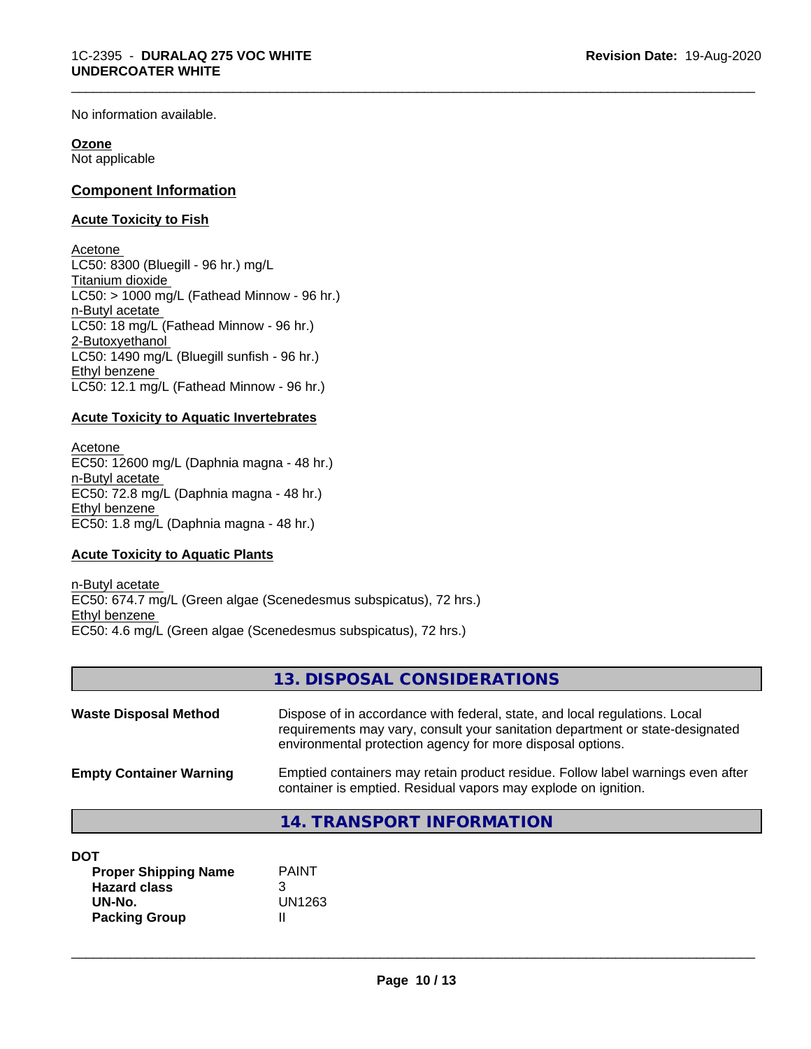No information available.

**Ozone**
Not applicable

**Component Information**

**Acute Toxicity to Fish**

Acetone
LC50: 8300 (Bluegill - 96 hr.) mg/L
Titanium dioxide
LC50: > 1000 mg/L (Fathead Minnow - 96 hr.)
n-Butyl acetate
LC50: 18 mg/L (Fathead Minnow - 96 hr.)
2-Butoxyethanol
LC50: 1490 mg/L (Bluegill sunfish - 96 hr.)
Ethyl benzene
LC50: 12.1 mg/L (Fathead Minnow - 96 hr.)

**Acute Toxicity to Aquatic Invertebrates**

Acetone
EC50: 12600 mg/L (Daphnia magna - 48 hr.)
n-Butyl acetate
EC50: 72.8 mg/L (Daphnia magna - 48 hr.)
Ethyl benzene
EC50: 1.8 mg/L (Daphnia magna - 48 hr.)

**Acute Toxicity to Aquatic Plants**

n-Butyl acetate
EC50: 674.7 mg/L (Green algae (Scenedesmus subspicatus), 72 hrs.)
Ethyl benzene
EC50: 4.6 mg/L (Green algae (Scenedesmus subspicatus), 72 hrs.)

## 13. DISPOSAL CONSIDERATIONS

**Waste Disposal Method** — Dispose of in accordance with federal, state, and local regulations. Local requirements may vary, consult your sanitation department or state-designated environmental protection agency for more disposal options.

**Empty Container Warning** — Emptied containers may retain product residue. Follow label warnings even after container is emptied. Residual vapors may explode on ignition.

## 14. TRANSPORT INFORMATION

**DOT**

| | |
|---|---|
| **Proper Shipping Name** | PAINT |
| **Hazard class** | 3 |
| **UN-No.** | UN1263 |
| **Packing Group** | II |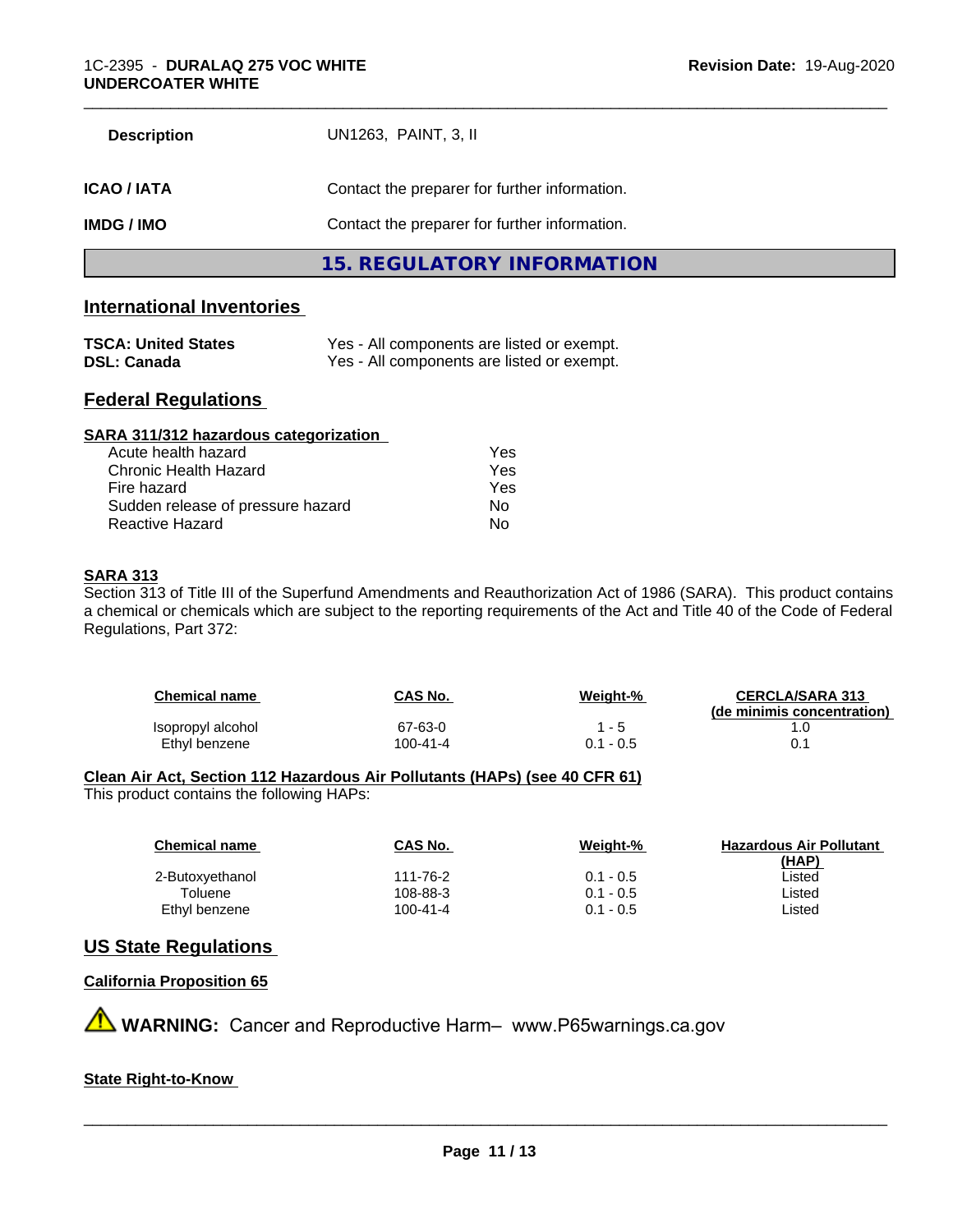| | |
|---|---|
| **Description** | UN1263, PAINT, 3, II |
| **ICAO / IATA** | Contact the preparer for further information. |
| **IMDG / IMO** | Contact the preparer for further information. |

## 15. REGULATORY INFORMATION

### International Inventories

| | |
|---|---|
| **TSCA: United States** | Yes - All components are listed or exempt. |
| **DSL: Canada** | Yes - All components are listed or exempt. |

### Federal Regulations

**SARA 311/312 hazardous categorization**

| | |
|---|---|
| Acute health hazard | Yes |
| Chronic Health Hazard | Yes |
| Fire hazard | Yes |
| Sudden release of pressure hazard | No |
| Reactive Hazard | No |

**SARA 313**

Section 313 of Title III of the Superfund Amendments and Reauthorization Act of 1986 (SARA). This product contains a chemical or chemicals which are subject to the reporting requirements of the Act and Title 40 of the Code of Federal Regulations, Part 372:

| Chemical name | CAS No. | Weight-% | CERCLA/SARA 313 (de minimis concentration) |
|---|---|---|---|
| Isopropyl alcohol | 67-63-0 | 1 - 5 | 1.0 |
| Ethyl benzene | 100-41-4 | 0.1 - 0.5 | 0.1 |

**Clean Air Act, Section 112 Hazardous Air Pollutants (HAPs) (see 40 CFR 61)**

This product contains the following HAPs:

| Chemical name | CAS No. | Weight-% | Hazardous Air Pollutant (HAP) |
|---|---|---|---|
| 2-Butoxyethanol | 111-76-2 | 0.1 - 0.5 | Listed |
| Toluene | 108-88-3 | 0.1 - 0.5 | Listed |
| Ethyl benzene | 100-41-4 | 0.1 - 0.5 | Listed |

### US State Regulations

**California Proposition 65**

⚠ **WARNING:** Cancer and Reproductive Harm– www.P65warnings.ca.gov

**State Right-to-Know**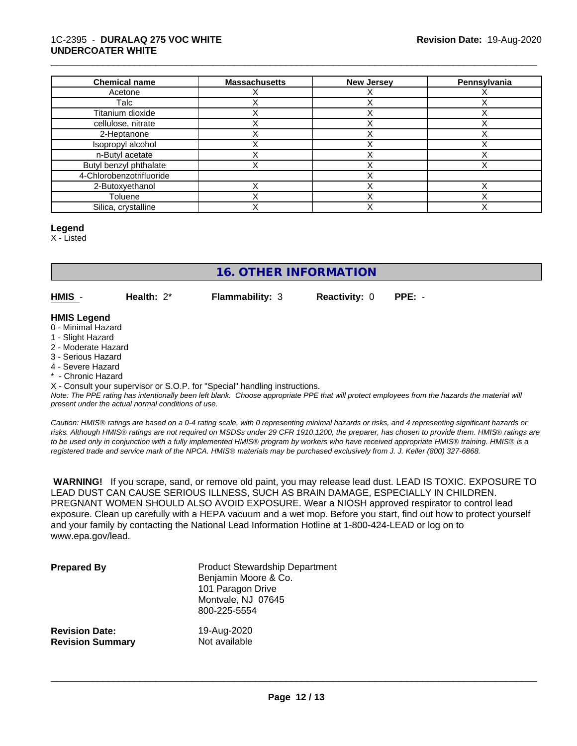| Chemical name | Massachusetts | New Jersey | Pennsylvania |
| --- | --- | --- | --- |
| Acetone | X | X | X |
| Talc | X | X | X |
| Titanium dioxide | X | X | X |
| cellulose, nitrate | X | X | X |
| 2-Heptanone | X | X | X |
| Isopropyl alcohol | X | X | X |
| n-Butyl acetate | X | X | X |
| Butyl benzyl phthalate | X | X | X |
| 4-Chlorobenzotrifluoride | | X | |
| 2-Butoxyethanol | X | X | X |
| Toluene | X | X | X |
| Silica, crystalline | X | X | X |

**Legend**

X - Listed

## 16. OTHER INFORMATION

**HMIS** - **Health:** 2* **Flammability:** 3 **Reactivity:** 0 **PPE:** -

**HMIS Legend**

0 - Minimal Hazard
1 - Slight Hazard
2 - Moderate Hazard
3 - Serious Hazard
4 - Severe Hazard
* - Chronic Hazard
X - Consult your supervisor or S.O.P. for "Special" handling instructions.

*Note: The PPE rating has intentionally been left blank. Choose appropriate PPE that will protect employees from the hazards the material will present under the actual normal conditions of use.*

*Caution: HMIS® ratings are based on a 0-4 rating scale, with 0 representing minimal hazards or risks, and 4 representing significant hazards or risks. Although HMIS® ratings are not required on MSDSs under 29 CFR 1910.1200, the preparer, has chosen to provide them. HMIS® ratings are to be used only in conjunction with a fully implemented HMIS® program by workers who have received appropriate HMIS® training. HMIS® is a registered trade and service mark of the NPCA. HMIS® materials may be purchased exclusively from J. J. Keller (800) 327-6868.*

**WARNING!** If you scrape, sand, or remove old paint, you may release lead dust. LEAD IS TOXIC. EXPOSURE TO LEAD DUST CAN CAUSE SERIOUS ILLNESS, SUCH AS BRAIN DAMAGE, ESPECIALLY IN CHILDREN. PREGNANT WOMEN SHOULD ALSO AVOID EXPOSURE. Wear a NIOSH approved respirator to control lead exposure. Clean up carefully with a HEPA vacuum and a wet mop. Before you start, find out how to protect yourself and your family by contacting the National Lead Information Hotline at 1-800-424-LEAD or log on to www.epa.gov/lead.

**Prepared By**
Product Stewardship Department
Benjamin Moore & Co.
101 Paragon Drive
Montvale, NJ 07645
800-225-5554

**Revision Date:** 19-Aug-2020
**Revision Summary** Not available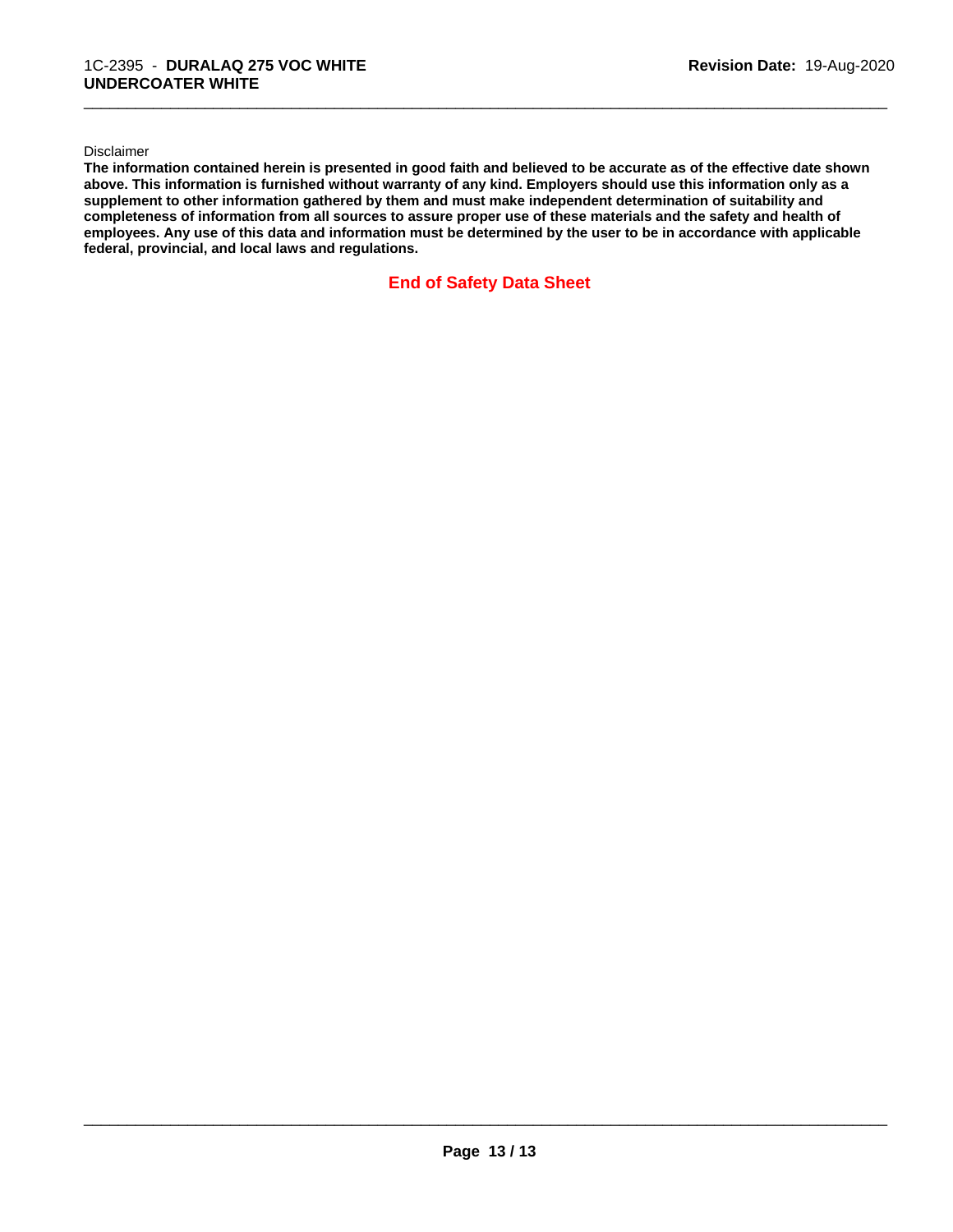Disclaimer

**The information contained herein is presented in good faith and believed to be accurate as of the effective date shown above. This information is furnished without warranty of any kind. Employers should use this information only as a supplement to other information gathered by them and must make independent determination of suitability and completeness of information from all sources to assure proper use of these materials and the safety and health of employees. Any use of this data and information must be determined by the user to be in accordance with applicable federal, provincial, and local laws and regulations.**

**End of Safety Data Sheet**